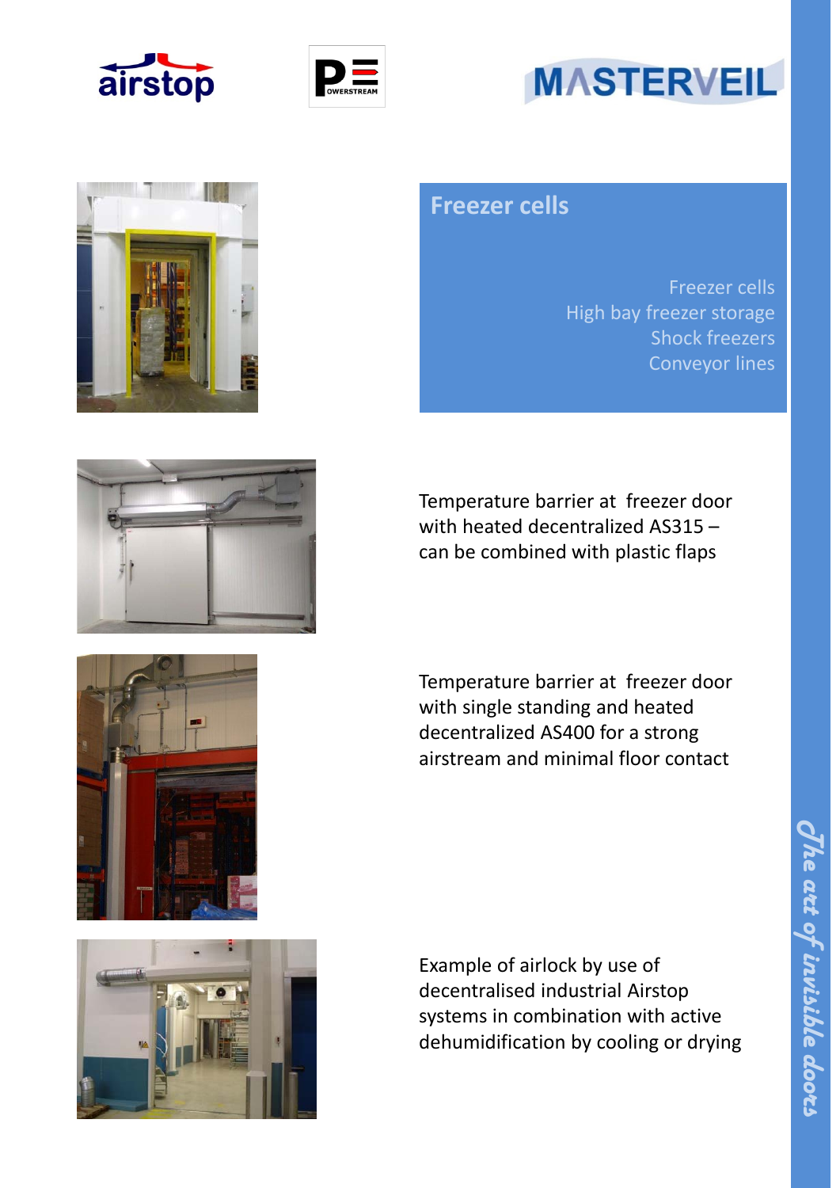airstop

POWERSTREAM

MASTERVEIL

## Freezer cells

Freezer cells
High bay freezer storage
Shock freezers
Conveyor lines

Temperature barrier at freezer door with heated decentralized AS315 – can be combined with plastic flaps

Temperature barrier at freezer door with single standing and heated decentralized AS400 for a strong airstream and minimal floor contact

Example of airlock by use of decentralised industrial Airstop systems in combination with active dehumidification by cooling or drying

*The art of invisible doors*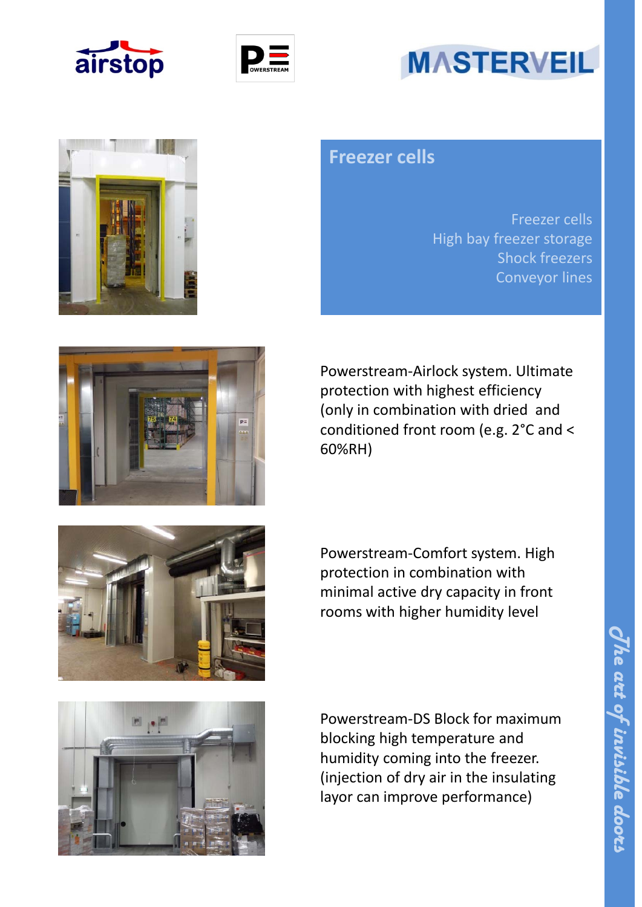airstop

MASTERVEIL

## Freezer cells

Freezer cells
High bay freezer storage
Shock freezers
Conveyor lines

Powerstream-Airlock system. Ultimate protection with highest efficiency (only in combination with dried and conditioned front room (e.g. 2°C and < 60%RH)

Powerstream-Comfort system. High protection in combination with minimal active dry capacity in front rooms with higher humidity level

Powerstream-DS Block for maximum blocking high temperature and humidity coming into the freezer. (injection of dry air in the insulating layor can improve performance)

*The art of invisible doors*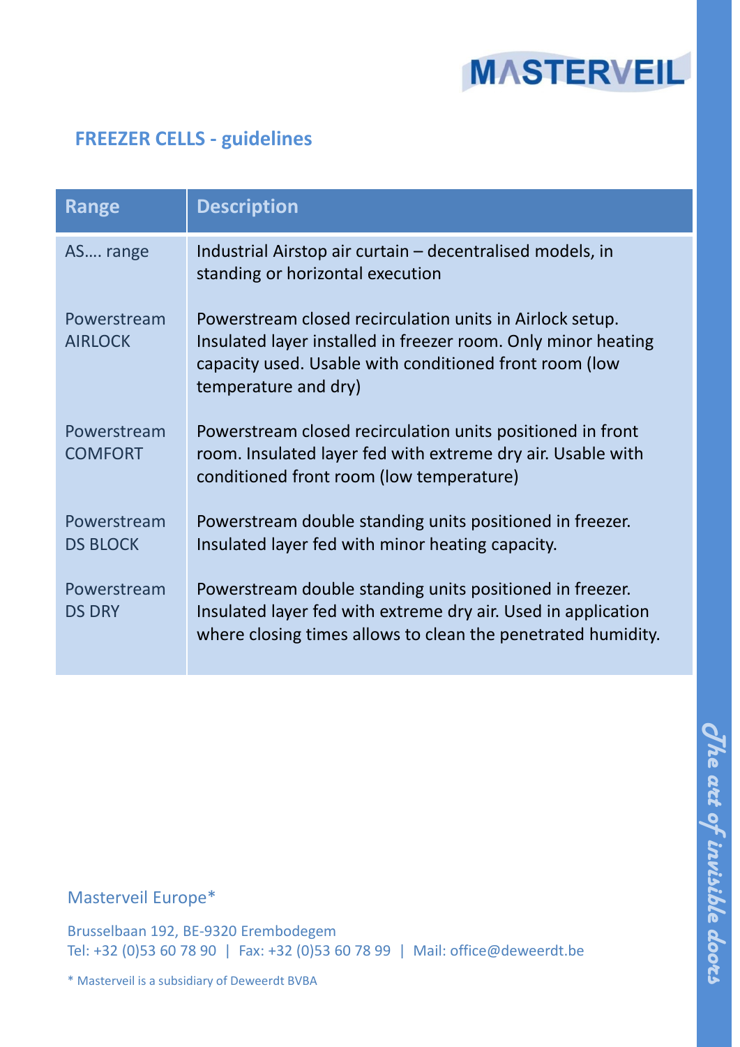MASTERVEIL

## FREEZER CELLS - guidelines

| Range | Description |
|---|---|
| AS…. range | Industrial Airstop air curtain – decentralised models, in standing or horizontal execution |
| Powerstream AIRLOCK | Powerstream closed recirculation units in Airlock setup. Insulated layer installed in freezer room. Only minor heating capacity used. Usable with conditioned front room (low temperature and dry) |
| Powerstream COMFORT | Powerstream closed recirculation units positioned in front room. Insulated layer fed with extreme dry air. Usable with conditioned front room (low temperature) |
| Powerstream DS BLOCK | Powerstream double standing units positioned in freezer. Insulated layer fed with minor heating capacity. |
| Powerstream DS DRY | Powerstream double standing units positioned in freezer. Insulated layer fed with extreme dry air. Used in application where closing times allows to clean the penetrated humidity. |

Masterveil Europe*

Brusselbaan 192, BE-9320 Erembodegem
Tel: +32 (0)53 60 78 90 | Fax: +32 (0)53 60 78 99 | Mail: office@deweerdt.be

* Masterveil is a subsidiary of Deweerdt BVBA

*The art of invisible doors*